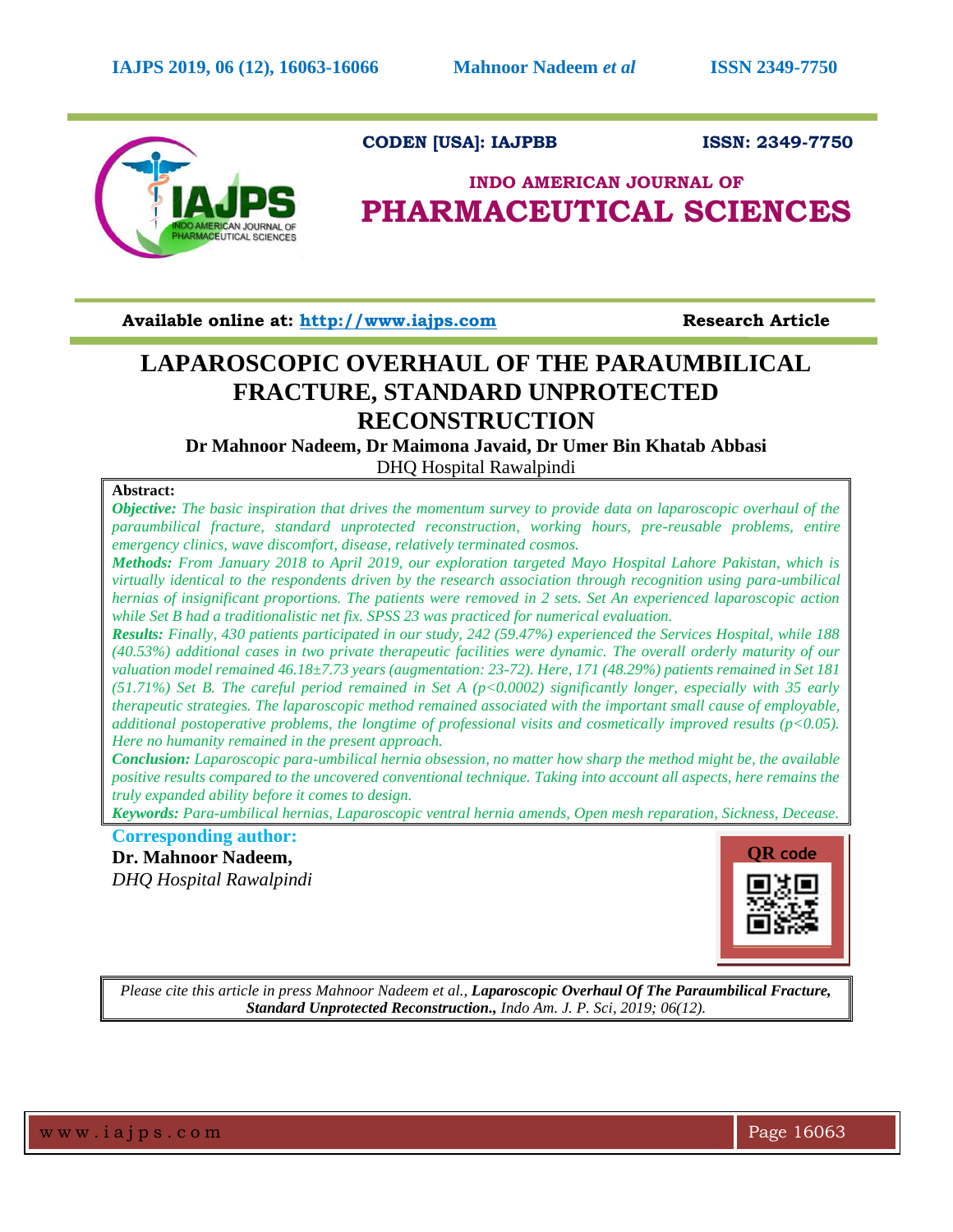CODEN [USA]: IAJPBB ISSN: 2349-7750

# INDO AMERICAN JOURNAL OF PHARMACEUTICAL SCIENCES

**Available online at: http://www.iajps.com** **Research Article**

# LAPAROSCOPIC OVERHAUL OF THE PARAUMBILICAL FRACTURE, STANDARD UNPROTECTED RECONSTRUCTION

**Dr Mahnoor Nadeem, Dr Maimona Javaid, Dr Umer Bin Khatab Abbasi**

DHQ Hospital Rawalpindi

**Abstract:**

***Objective:*** *The basic inspiration that drives the momentum survey to provide data on laparoscopic overhaul of the paraumbilical fracture, standard unprotected reconstruction, working hours, pre-reusable problems, entire emergency clinics, wave discomfort, disease, relatively terminated cosmos.*

***Methods:*** *From January 2018 to April 2019, our exploration targeted Mayo Hospital Lahore Pakistan, which is virtually identical to the respondents driven by the research association through recognition using para-umbilical hernias of insignificant proportions. The patients were removed in 2 sets. Set An experienced laparoscopic action while Set B had a traditionalistic net fix. SPSS 23 was practiced for numerical evaluation.*

***Results:*** *Finally, 430 patients participated in our study, 242 (59.47%) experienced the Services Hospital, while 188 (40.53%) additional cases in two private therapeutic facilities were dynamic. The overall orderly maturity of our valuation model remained 46.18±7.73 years (augmentation: 23-72). Here, 171 (48.29%) patients remained in Set 181 (51.71%) Set B. The careful period remained in Set A ($p<0.0002$) significantly longer, especially with 35 early therapeutic strategies. The laparoscopic method remained associated with the important small cause of employable, additional postoperative problems, the longtime of professional visits and cosmetically improved results ($p<0.05$). Here no humanity remained in the present approach.*

***Conclusion:*** *Laparoscopic para-umbilical hernia obsession, no matter how sharp the method might be, the available positive results compared to the uncovered conventional technique. Taking into account all aspects, here remains the truly expanded ability before it comes to design.*

***Keywords:*** *Para-umbilical hernias, Laparoscopic ventral hernia amends, Open mesh reparation, Sickness, Decease.*

**Corresponding author:**

**Dr. Mahnoor Nadeem,**

*DHQ Hospital Rawalpindi*

QR code

*Please cite this article in press Mahnoor Nadeem et al., **Laparoscopic Overhaul Of The Paraumbilical Fracture, Standard Unprotected Reconstruction.,** Indo Am. J. P. Sci, 2019; 06(12).*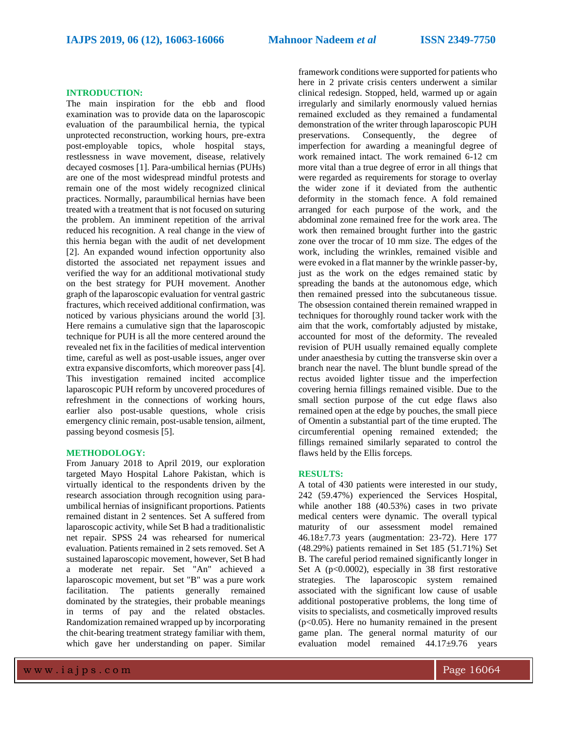## INTRODUCTION:

The main inspiration for the ebb and flood examination was to provide data on the laparoscopic evaluation of the paraumbilical hernia, the typical unprotected reconstruction, working hours, pre-extra post-employable topics, whole hospital stays, restlessness in wave movement, disease, relatively decayed cosmoses [1]. Para-umbilical hernias (PUHs) are one of the most widespread mindful protests and remain one of the most widely recognized clinical practices. Normally, paraumbilical hernias have been treated with a treatment that is not focused on suturing the problem. An imminent repetition of the arrival reduced his recognition. A real change in the view of this hernia began with the audit of net development [2]. An expanded wound infection opportunity also distorted the associated net repayment issues and verified the way for an additional motivational study on the best strategy for PUH movement. Another graph of the laparoscopic evaluation for ventral gastric fractures, which received additional confirmation, was noticed by various physicians around the world [3]. Here remains a cumulative sign that the laparoscopic technique for PUH is all the more centered around the revealed net fix in the facilities of medical intervention time, careful as well as post-usable issues, anger over extra expansive discomforts, which moreover pass [4]. This investigation remained incited accomplice laparoscopic PUH reform by uncovered procedures of refreshment in the connections of working hours, earlier also post-usable questions, whole crisis emergency clinic remain, post-usable tension, ailment, passing beyond cosmesis [5].

## METHODOLOGY:

From January 2018 to April 2019, our exploration targeted Mayo Hospital Lahore Pakistan, which is virtually identical to the respondents driven by the research association through recognition using para-umbilical hernias of insignificant proportions. Patients remained distant in 2 sentences. Set A suffered from laparoscopic activity, while Set B had a traditionalistic net repair. SPSS 24 was rehearsed for numerical evaluation. Patients remained in 2 sets removed. Set A sustained laparoscopic movement, however, Set B had a moderate net repair. Set "An" achieved a laparoscopic movement, but set "B" was a pure work facilitation. The patients generally remained dominated by the strategies, their probable meanings in terms of pay and the related obstacles. Randomization remained wrapped up by incorporating the chit-bearing treatment strategy familiar with them, which gave her understanding on paper. Similar framework conditions were supported for patients who here in 2 private crisis centers underwent a similar clinical redesign. Stopped, held, warmed up or again irregularly and similarly enormously valued hernias remained excluded as they remained a fundamental demonstration of the writer through laparoscopic PUH preservations. Consequently, the degree of imperfection for awarding a meaningful degree of work remained intact. The work remained 6-12 cm more vital than a true degree of error in all things that were regarded as requirements for storage to overlay the wider zone if it deviated from the authentic deformity in the stomach fence. A fold remained arranged for each purpose of the work, and the abdominal zone remained free for the work area. The work then remained brought further into the gastric zone over the trocar of 10 mm size. The edges of the work, including the wrinkles, remained visible and were evoked in a flat manner by the wrinkle passer-by, just as the work on the edges remained static by spreading the bands at the autonomous edge, which then remained pressed into the subcutaneous tissue. The obsession contained therein remained wrapped in techniques for thoroughly round tacker work with the aim that the work, comfortably adjusted by mistake, accounted for most of the deformity. The revealed revision of PUH usually remained equally complete under anaesthesia by cutting the transverse skin over a branch near the navel. The blunt bundle spread of the rectus avoided lighter tissue and the imperfection covering hernia fillings remained visible. Due to the small section purpose of the cut edge flaws also remained open at the edge by pouches, the small piece of Omentin a substantial part of the time erupted. The circumferential opening remained extended; the fillings remained similarly separated to control the flaws held by the Ellis forceps.

## RESULTS:

A total of 430 patients were interested in our study, 242 (59.47%) experienced the Services Hospital, while another 188 (40.53%) cases in two private medical centers were dynamic. The overall typical maturity of our assessment model remained 46.18±7.73 years (augmentation: 23-72). Here 177 (48.29%) patients remained in Set 185 (51.71%) Set B. The careful period remained significantly longer in Set A ($p<0.0002$), especially in 38 first restorative strategies. The laparoscopic system remained associated with the significant low cause of usable additional postoperative problems, the long time of visits to specialists, and cosmetically improved results ($p<0.05$). Here no humanity remained in the present game plan. The general normal maturity of our evaluation model remained 44.17±9.76 years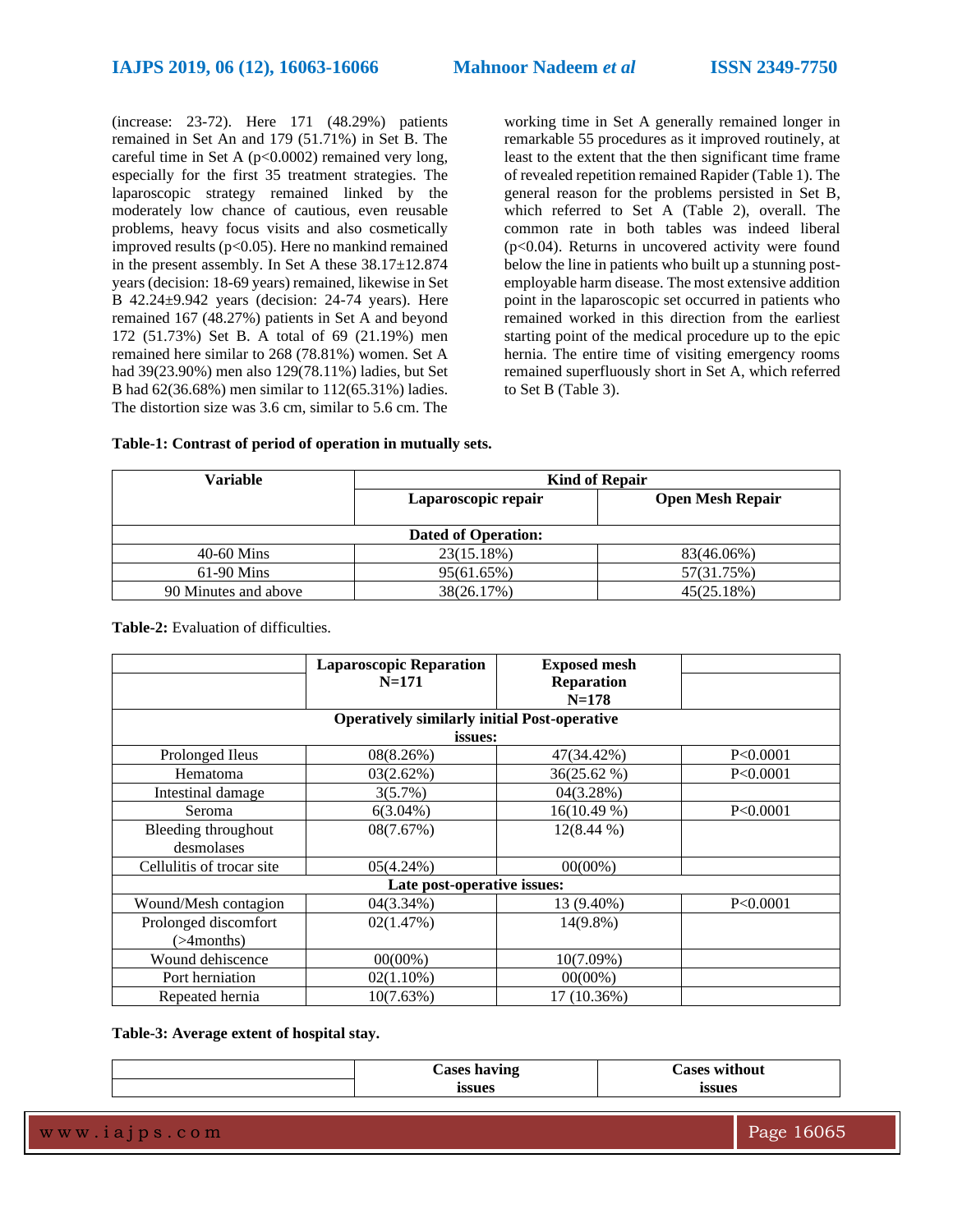(increase: 23-72). Here 171 (48.29%) patients remained in Set An and 179 (51.71%) in Set B. The careful time in Set A ($p<0.0002$) remained very long, especially for the first 35 treatment strategies. The laparoscopic strategy remained linked by the moderately low chance of cautious, even reusable problems, heavy focus visits and also cosmetically improved results ($p<0.05$). Here no mankind remained in the present assembly. In Set A these 38.17±12.874 years (decision: 18-69 years) remained, likewise in Set B 42.24±9.942 years (decision: 24-74 years). Here remained 167 (48.27%) patients in Set A and beyond 172 (51.73%) Set B. A total of 69 (21.19%) men remained here similar to 268 (78.81%) women. Set A had 39(23.90%) men also 129(78.11%) ladies, but Set B had 62(36.68%) men similar to 112(65.31%) ladies. The distortion size was 3.6 cm, similar to 5.6 cm. The working time in Set A generally remained longer in remarkable 55 procedures as it improved routinely, at least to the extent that the then significant time frame of revealed repetition remained Rapider (Table 1). The general reason for the problems persisted in Set B, which referred to Set A (Table 2), overall. The common rate in both tables was indeed liberal ($p<0.04$). Returns in uncovered activity were found below the line in patients who built up a stunning post-employable harm disease. The most extensive addition point in the laparoscopic set occurred in patients who remained worked in this direction from the earliest starting point of the medical procedure up to the epic hernia. The entire time of visiting emergency rooms remained superfluously short in Set A, which referred to Set B (Table 3).

**Table-1: Contrast of period of operation in mutually sets.**

| Variable | Kind of Repair | |
|---|---|---|
| | **Laparoscopic repair** | **Open Mesh Repair** |
| **Dated of Operation:** | | |
| 40-60 Mins | 23(15.18%) | 83(46.06%) |
| 61-90 Mins | 95(61.65%) | 57(31.75%) |
| 90 Minutes and above | 38(26.17%) | 45(25.18%) |

**Table-2:** Evaluation of difficulties.

| | Laparoscopic Reparation N=171 | Exposed mesh Reparation N=178 | |
|---|---|---|---|
| **Operatively similarly initial Post-operative issues:** | | | |
| Prolonged Ileus | 08(8.26%) | 47(34.42%) | P<0.0001 |
| Hematoma | 03(2.62%) | 36(25.62 %) | P<0.0001 |
| Intestinal damage | 3(5.7%) | 04(3.28%) | |
| Seroma | 6(3.04%) | 16(10.49 %) | P<0.0001 |
| Bleeding throughout desmolases | 08(7.67%) | 12(8.44 %) | |
| Cellulitis of trocar site | 05(4.24%) | 00(00%) | |
| **Late post-operative issues:** | | | |
| Wound/Mesh contagion | 04(3.34%) | 13 (9.40%) | P<0.0001 |
| Prolonged discomfort (>4months) | 02(1.47%) | 14(9.8%) | |
| Wound dehiscence | 00(00%) | 10(7.09%) | |
| Port herniation | 02(1.10%) | 00(00%) | |
| Repeated hernia | 10(7.63%) | 17 (10.36%) | |

**Table-3: Average extent of hospital stay.**

| | Cases having issues | Cases without issues |
|---|---|---|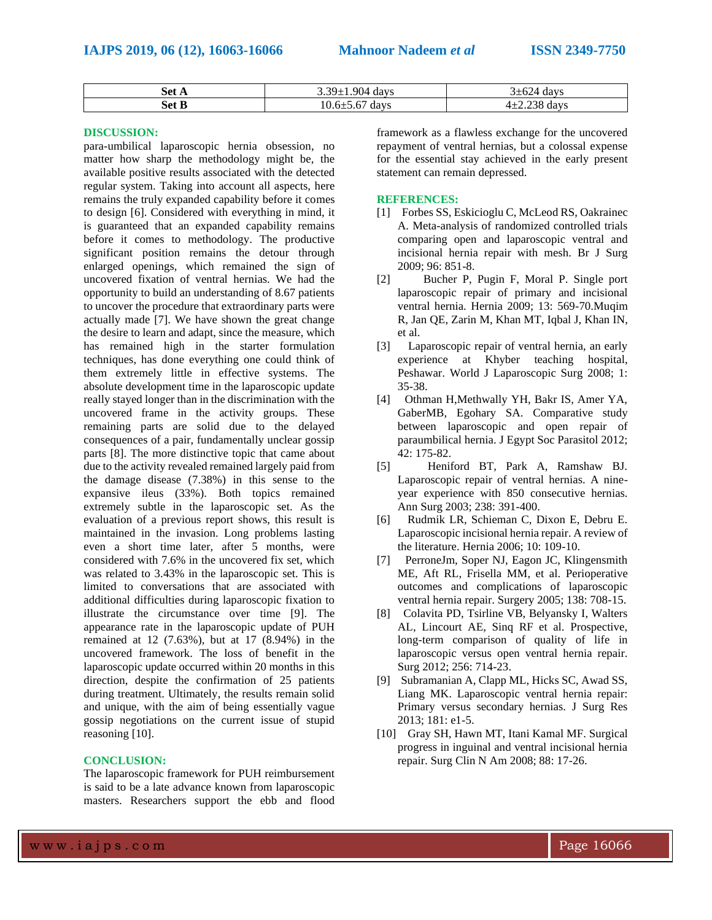| | | |
|---|---|---|
| **Set A** | 3.39±1.904 days | 3±624 days |
| **Set B** | 10.6±5.67 days | 4±2.238 days |

## DISCUSSION:

para-umbilical laparoscopic hernia obsession, no matter how sharp the methodology might be, the available positive results associated with the detected regular system. Taking into account all aspects, here remains the truly expanded capability before it comes to design [6]. Considered with everything in mind, it is guaranteed that an expanded capability remains before it comes to methodology. The productive significant position remains the detour through enlarged openings, which remained the sign of uncovered fixation of ventral hernias. We had the opportunity to build an understanding of 8.67 patients to uncover the procedure that extraordinary parts were actually made [7]. We have shown the great change the desire to learn and adapt, since the measure, which has remained high in the starter formulation techniques, has done everything one could think of them extremely little in effective systems. The absolute development time in the laparoscopic update really stayed longer than in the discrimination with the uncovered frame in the activity groups. These remaining parts are solid due to the delayed consequences of a pair, fundamentally unclear gossip parts [8]. The more distinctive topic that came about due to the activity revealed remained largely paid from the damage disease (7.38%) in this sense to the expansive ileus (33%). Both topics remained extremely subtle in the laparoscopic set. As the evaluation of a previous report shows, this result is maintained in the invasion. Long problems lasting even a short time later, after 5 months, were considered with 7.6% in the uncovered fix set, which was related to 3.43% in the laparoscopic set. This is limited to conversations that are associated with additional difficulties during laparoscopic fixation to illustrate the circumstance over time [9]. The appearance rate in the laparoscopic update of PUH remained at 12 (7.63%), but at 17 (8.94%) in the uncovered framework. The loss of benefit in the laparoscopic update occurred within 20 months in this direction, despite the confirmation of 25 patients during treatment. Ultimately, the results remain solid and unique, with the aim of being essentially vague gossip negotiations on the current issue of stupid reasoning [10].

## CONCLUSION:

The laparoscopic framework for PUH reimbursement is said to be a late advance known from laparoscopic masters. Researchers support the ebb and flood framework as a flawless exchange for the uncovered repayment of ventral hernias, but a colossal expense for the essential stay achieved in the early present statement can remain depressed.

## REFERENCES:

[1] Forbes SS, Eskicioglu C, McLeod RS, Oakrainec A. Meta-analysis of randomized controlled trials comparing open and laparoscopic ventral and incisional hernia repair with mesh. Br J Surg 2009; 96: 851-8.

[2] Bucher P, Pugin F, Moral P. Single port laparoscopic repair of primary and incisional ventral hernia. Hernia 2009; 13: 569-70.Muqim R, Jan QE, Zarin M, Khan MT, Iqbal J, Khan IN, et al.

[3] Laparoscopic repair of ventral hernia, an early experience at Khyber teaching hospital, Peshawar. World J Laparoscopic Surg 2008; 1: 35-38.

[4] Othman H,Methwally YH, Bakr IS, Amer YA, GaberMB, Egohary SA. Comparative study between laparoscopic and open repair of paraumbilical hernia. J Egypt Soc Parasitol 2012; 42: 175-82.

[5] Heniford BT, Park A, Ramshaw BJ. Laparoscopic repair of ventral hernias. A nine-year experience with 850 consecutive hernias. Ann Surg 2003; 238: 391-400.

[6] Rudmik LR, Schieman C, Dixon E, Debru E. Laparoscopic incisional hernia repair. A review of the literature. Hernia 2006; 10: 109-10.

[7] PerroneJm, Soper NJ, Eagon JC, Klingensmith ME, Aft RL, Frisella MM, et al. Perioperative outcomes and complications of laparoscopic ventral hernia repair. Surgery 2005; 138: 708-15.

[8] Colavita PD, Tsirline VB, Belyansky I, Walters AL, Lincourt AE, Sinq RF et al. Prospective, long-term comparison of quality of life in laparoscopic versus open ventral hernia repair. Surg 2012; 256: 714-23.

[9] Subramanian A, Clapp ML, Hicks SC, Awad SS, Liang MK. Laparoscopic ventral hernia repair: Primary versus secondary hernias. J Surg Res 2013; 181: e1-5.

[10] Gray SH, Hawn MT, Itani Kamal MF. Surgical progress in inguinal and ventral incisional hernia repair. Surg Clin N Am 2008; 88: 17-26.